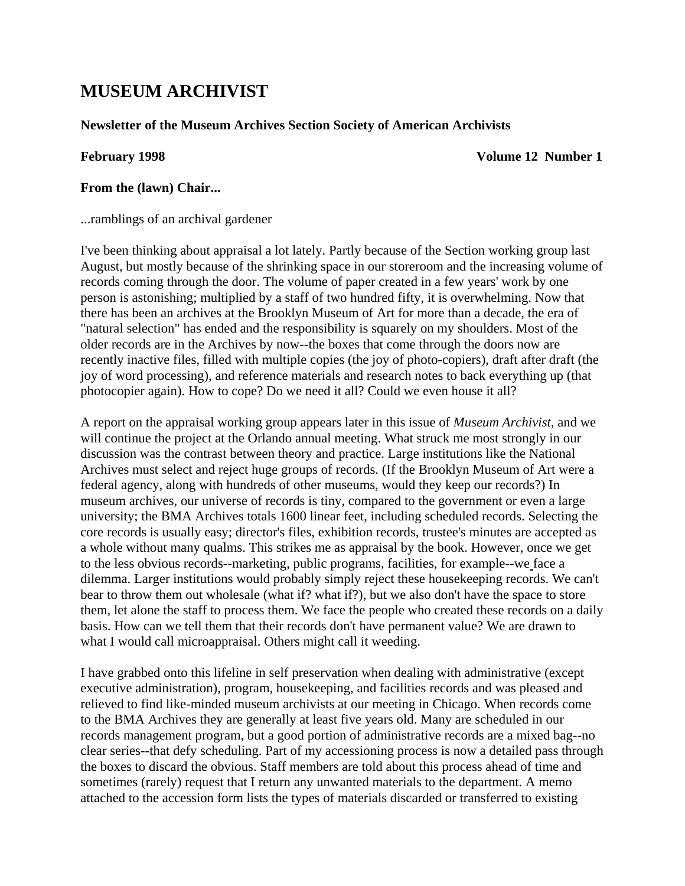# MUSEUM ARCHIVIST

**Newsletter of the Museum Archives Section Society of American Archivists**

**February 1998** **Volume 12 Number 1**

### From the (lawn) Chair...

...ramblings of an archival gardener

I've been thinking about appraisal a lot lately. Partly because of the Section working group last August, but mostly because of the shrinking space in our storeroom and the increasing volume of records coming through the door. The volume of paper created in a few years' work by one person is astonishing; multiplied by a staff of two hundred fifty, it is overwhelming. Now that there has been an archives at the Brooklyn Museum of Art for more than a decade, the era of "natural selection" has ended and the responsibility is squarely on my shoulders. Most of the older records are in the Archives by now--the boxes that come through the doors now are recently inactive files, filled with multiple copies (the joy of photo-copiers), draft after draft (the joy of word processing), and reference materials and research notes to back everything up (that photocopier again). How to cope? Do we need it all? Could we even house it all?

A report on the appraisal working group appears later in this issue of *Museum Archivist*, and we will continue the project at the Orlando annual meeting. What struck me most strongly in our discussion was the contrast between theory and practice. Large institutions like the National Archives must select and reject huge groups of records. (If the Brooklyn Museum of Art were a federal agency, along with hundreds of other museums, would they keep our records?) In museum archives, our universe of records is tiny, compared to the government or even a large university; the BMA Archives totals 1600 linear feet, including scheduled records. Selecting the core records is usually easy; director's files, exhibition records, trustee's minutes are accepted as a whole without many qualms. This strikes me as appraisal by the book. However, once we get to the less obvious records--marketing, public programs, facilities, for example--we face a dilemma. Larger institutions would probably simply reject these housekeeping records. We can't bear to throw them out wholesale (what if? what if?), but we also don't have the space to store them, let alone the staff to process them. We face the people who created these records on a daily basis. How can we tell them that their records don't have permanent value? We are drawn to what I would call microappraisal. Others might call it weeding.

I have grabbed onto this lifeline in self preservation when dealing with administrative (except executive administration), program, housekeeping, and facilities records and was pleased and relieved to find like-minded museum archivists at our meeting in Chicago. When records come to the BMA Archives they are generally at least five years old. Many are scheduled in our records management program, but a good portion of administrative records are a mixed bag--no clear series--that defy scheduling. Part of my accessioning process is now a detailed pass through the boxes to discard the obvious. Staff members are told about this process ahead of time and sometimes (rarely) request that I return any unwanted materials to the department. A memo attached to the accession form lists the types of materials discarded or transferred to existing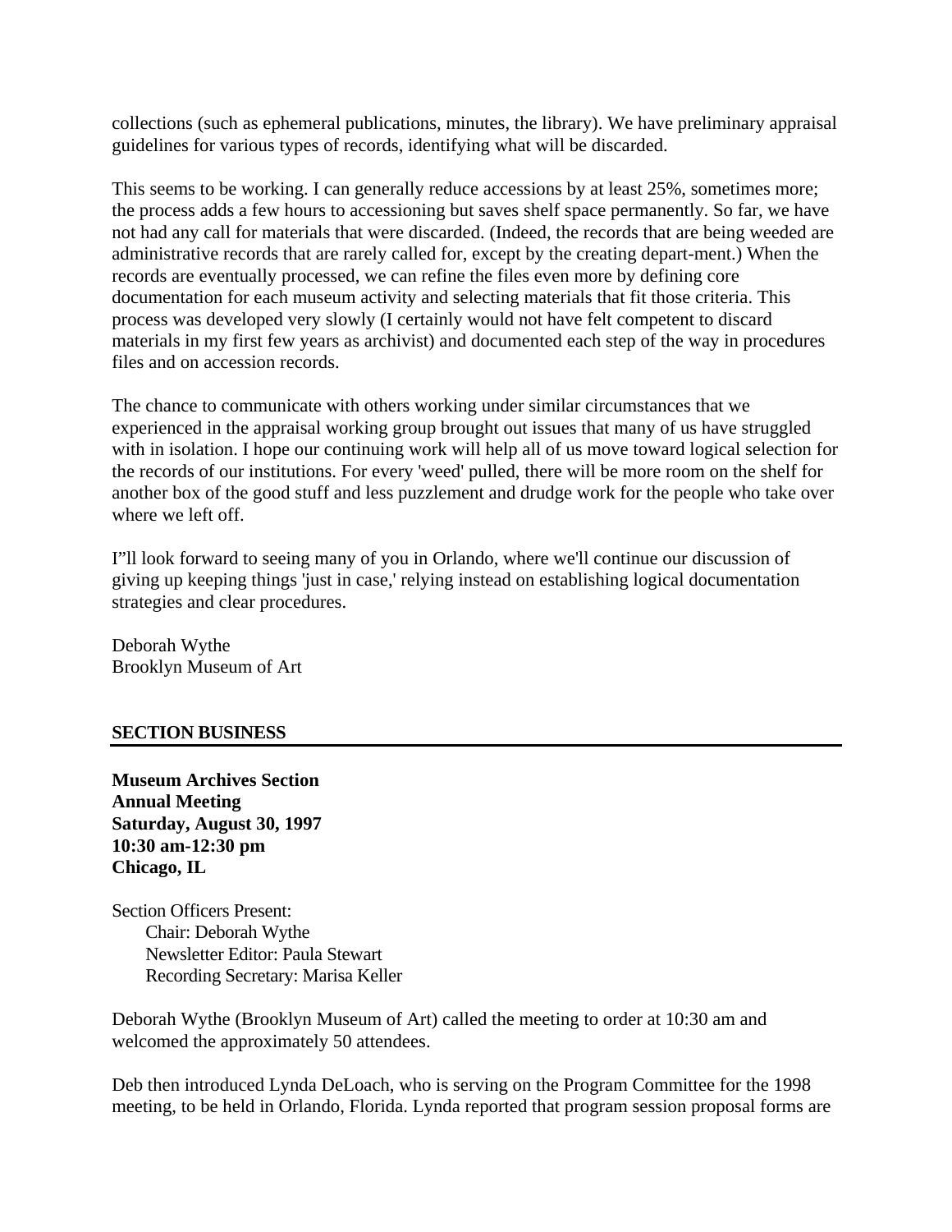collections (such as ephemeral publications, minutes, the library). We have preliminary appraisal guidelines for various types of records, identifying what will be discarded.

This seems to be working. I can generally reduce accessions by at least 25%, sometimes more; the process adds a few hours to accessioning but saves shelf space permanently. So far, we have not had any call for materials that were discarded. (Indeed, the records that are being weeded are administrative records that are rarely called for, except by the creating depart-ment.) When the records are eventually processed, we can refine the files even more by defining core documentation for each museum activity and selecting materials that fit those criteria. This process was developed very slowly (I certainly would not have felt competent to discard materials in my first few years as archivist) and documented each step of the way in procedures files and on accession records.

The chance to communicate with others working under similar circumstances that we experienced in the appraisal working group brought out issues that many of us have struggled with in isolation. I hope our continuing work will help all of us move toward logical selection for the records of our institutions. For every 'weed' pulled, there will be more room on the shelf for another box of the good stuff and less puzzlement and drudge work for the people who take over where we left off.

I"ll look forward to seeing many of you in Orlando, where we'll continue our discussion of giving up keeping things 'just in case,' relying instead on establishing logical documentation strategies and clear procedures.

Deborah Wythe
Brooklyn Museum of Art

## SECTION BUSINESS

**Museum Archives Section**
**Annual Meeting**
**Saturday, August 30, 1997**
**10:30 am-12:30 pm**
**Chicago, IL**

Section Officers Present:
- Chair: Deborah Wythe
- Newsletter Editor: Paula Stewart
- Recording Secretary: Marisa Keller

Deborah Wythe (Brooklyn Museum of Art) called the meeting to order at 10:30 am and welcomed the approximately 50 attendees.

Deb then introduced Lynda DeLoach, who is serving on the Program Committee for the 1998 meeting, to be held in Orlando, Florida. Lynda reported that program session proposal forms are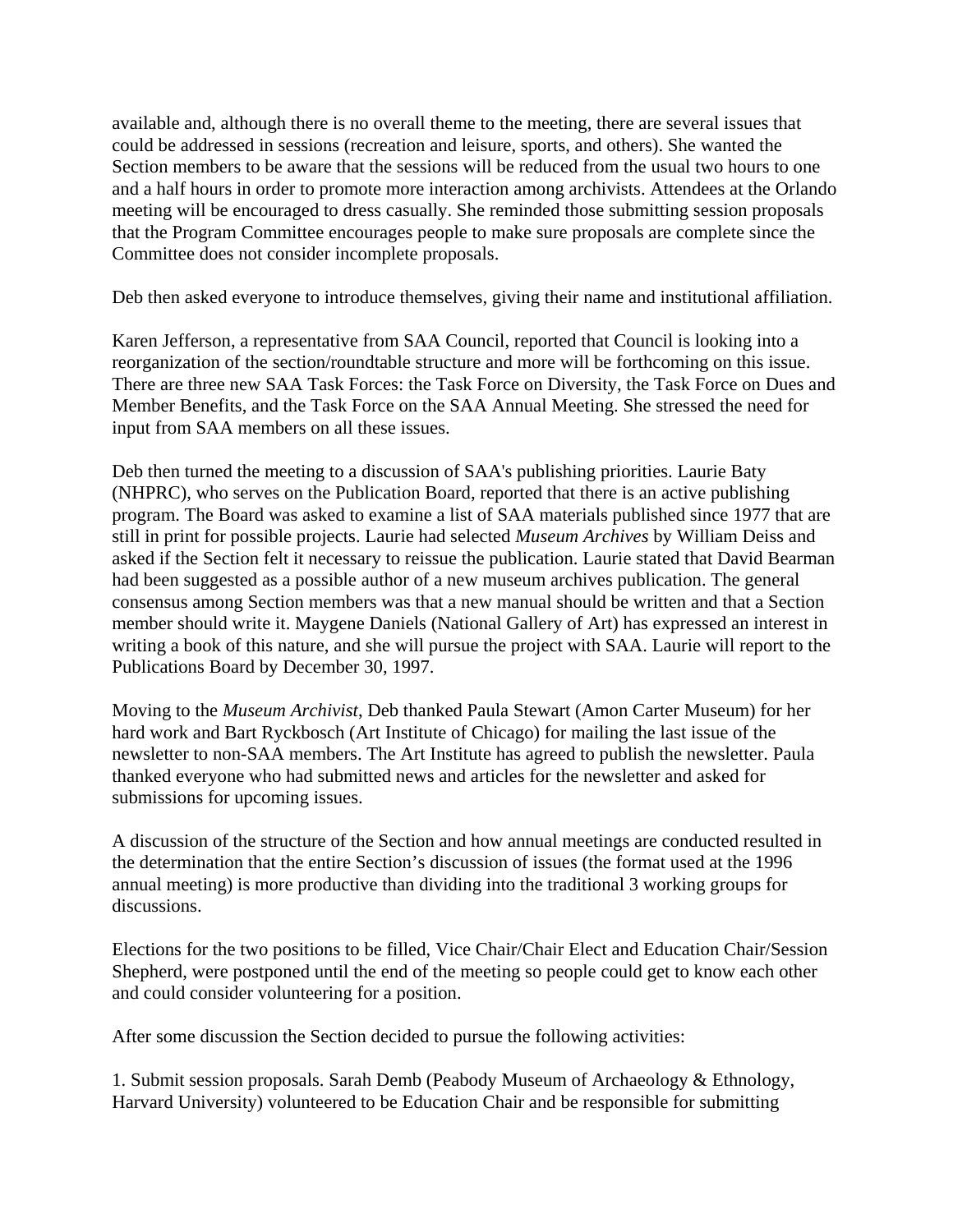available and, although there is no overall theme to the meeting, there are several issues that could be addressed in sessions (recreation and leisure, sports, and others). She wanted the Section members to be aware that the sessions will be reduced from the usual two hours to one and a half hours in order to promote more interaction among archivists. Attendees at the Orlando meeting will be encouraged to dress casually. She reminded those submitting session proposals that the Program Committee encourages people to make sure proposals are complete since the Committee does not consider incomplete proposals.

Deb then asked everyone to introduce themselves, giving their name and institutional affiliation.

Karen Jefferson, a representative from SAA Council, reported that Council is looking into a reorganization of the section/roundtable structure and more will be forthcoming on this issue. There are three new SAA Task Forces: the Task Force on Diversity, the Task Force on Dues and Member Benefits, and the Task Force on the SAA Annual Meeting. She stressed the need for input from SAA members on all these issues.

Deb then turned the meeting to a discussion of SAA's publishing priorities. Laurie Baty (NHPRC), who serves on the Publication Board, reported that there is an active publishing program. The Board was asked to examine a list of SAA materials published since 1977 that are still in print for possible projects. Laurie had selected *Museum Archives* by William Deiss and asked if the Section felt it necessary to reissue the publication. Laurie stated that David Bearman had been suggested as a possible author of a new museum archives publication. The general consensus among Section members was that a new manual should be written and that a Section member should write it. Maygene Daniels (National Gallery of Art) has expressed an interest in writing a book of this nature, and she will pursue the project with SAA. Laurie will report to the Publications Board by December 30, 1997.

Moving to the *Museum Archivist*, Deb thanked Paula Stewart (Amon Carter Museum) for her hard work and Bart Ryckbosch (Art Institute of Chicago) for mailing the last issue of the newsletter to non-SAA members. The Art Institute has agreed to publish the newsletter. Paula thanked everyone who had submitted news and articles for the newsletter and asked for submissions for upcoming issues.

A discussion of the structure of the Section and how annual meetings are conducted resulted in the determination that the entire Section's discussion of issues (the format used at the 1996 annual meeting) is more productive than dividing into the traditional 3 working groups for discussions.

Elections for the two positions to be filled, Vice Chair/Chair Elect and Education Chair/Session Shepherd, were postponed until the end of the meeting so people could get to know each other and could consider volunteering for a position.

After some discussion the Section decided to pursue the following activities:

1. Submit session proposals. Sarah Demb (Peabody Museum of Archaeology & Ethnology, Harvard University) volunteered to be Education Chair and be responsible for submitting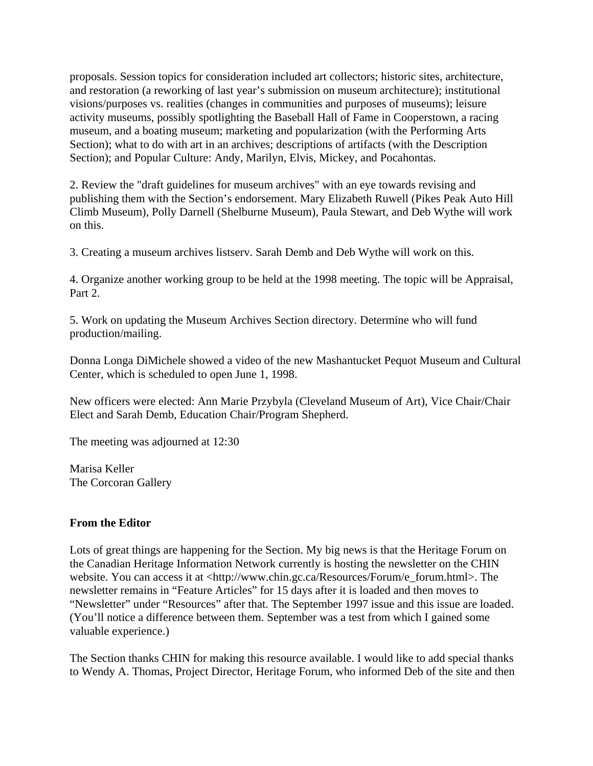proposals. Session topics for consideration included art collectors; historic sites, architecture, and restoration (a reworking of last year's submission on museum architecture); institutional visions/purposes vs. realities (changes in communities and purposes of museums); leisure activity museums, possibly spotlighting the Baseball Hall of Fame in Cooperstown, a racing museum, and a boating museum; marketing and popularization (with the Performing Arts Section); what to do with art in an archives; descriptions of artifacts (with the Description Section); and Popular Culture: Andy, Marilyn, Elvis, Mickey, and Pocahontas.

2. Review the "draft guidelines for museum archives" with an eye towards revising and publishing them with the Section's endorsement. Mary Elizabeth Ruwell (Pikes Peak Auto Hill Climb Museum), Polly Darnell (Shelburne Museum), Paula Stewart, and Deb Wythe will work on this.

3. Creating a museum archives listserv. Sarah Demb and Deb Wythe will work on this.

4. Organize another working group to be held at the 1998 meeting. The topic will be Appraisal, Part 2.

5. Work on updating the Museum Archives Section directory. Determine who will fund production/mailing.

Donna Longa DiMichele showed a video of the new Mashantucket Pequot Museum and Cultural Center, which is scheduled to open June 1, 1998.

New officers were elected: Ann Marie Przybyla (Cleveland Museum of Art), Vice Chair/Chair Elect and Sarah Demb, Education Chair/Program Shepherd.

The meeting was adjourned at 12:30

Marisa Keller
The Corcoran Gallery

**From the Editor**

Lots of great things are happening for the Section. My big news is that the Heritage Forum on the Canadian Heritage Information Network currently is hosting the newsletter on the CHIN website. You can access it at <http://www.chin.gc.ca/Resources/Forum/e_forum.html>. The newsletter remains in "Feature Articles" for 15 days after it is loaded and then moves to "Newsletter" under "Resources" after that. The September 1997 issue and this issue are loaded. (You'll notice a difference between them. September was a test from which I gained some valuable experience.)

The Section thanks CHIN for making this resource available. I would like to add special thanks to Wendy A. Thomas, Project Director, Heritage Forum, who informed Deb of the site and then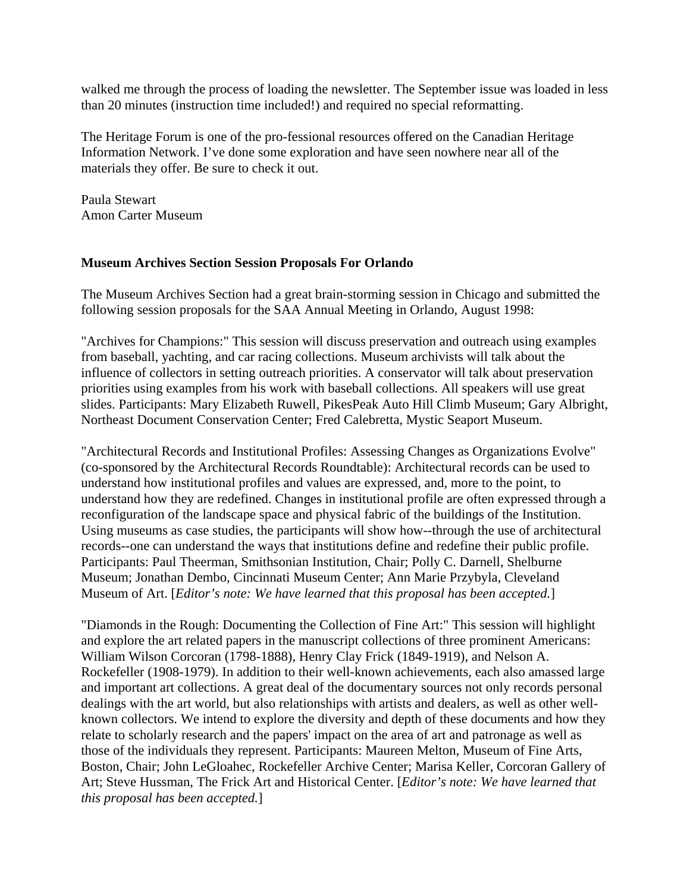walked me through the process of loading the newsletter. The September issue was loaded in less than 20 minutes (instruction time included!) and required no special reformatting.

The Heritage Forum is one of the pro-fessional resources offered on the Canadian Heritage Information Network. I've done some exploration and have seen nowhere near all of the materials they offer. Be sure to check it out.

Paula Stewart
Amon Carter Museum

**Museum Archives Section Session Proposals For Orlando**

The Museum Archives Section had a great brain-storming session in Chicago and submitted the following session proposals for the SAA Annual Meeting in Orlando, August 1998:

"Archives for Champions:" This session will discuss preservation and outreach using examples from baseball, yachting, and car racing collections. Museum archivists will talk about the influence of collectors in setting outreach priorities. A conservator will talk about preservation priorities using examples from his work with baseball collections. All speakers will use great slides. Participants: Mary Elizabeth Ruwell, PikesPeak Auto Hill Climb Museum; Gary Albright, Northeast Document Conservation Center; Fred Calebretta, Mystic Seaport Museum.

"Architectural Records and Institutional Profiles: Assessing Changes as Organizations Evolve" (co-sponsored by the Architectural Records Roundtable): Architectural records can be used to understand how institutional profiles and values are expressed, and, more to the point, to understand how they are redefined. Changes in institutional profile are often expressed through a reconfiguration of the landscape space and physical fabric of the buildings of the Institution. Using museums as case studies, the participants will show how--through the use of architectural records--one can understand the ways that institutions define and redefine their public profile. Participants: Paul Theerman, Smithsonian Institution, Chair; Polly C. Darnell, Shelburne Museum; Jonathan Dembo, Cincinnati Museum Center; Ann Marie Przybyla, Cleveland Museum of Art. [*Editor's note: We have learned that this proposal has been accepted.*]

"Diamonds in the Rough: Documenting the Collection of Fine Art:" This session will highlight and explore the art related papers in the manuscript collections of three prominent Americans: William Wilson Corcoran (1798-1888), Henry Clay Frick (1849-1919), and Nelson A. Rockefeller (1908-1979). In addition to their well-known achievements, each also amassed large and important art collections. A great deal of the documentary sources not only records personal dealings with the art world, but also relationships with artists and dealers, as well as other well-known collectors. We intend to explore the diversity and depth of these documents and how they relate to scholarly research and the papers' impact on the area of art and patronage as well as those of the individuals they represent. Participants: Maureen Melton, Museum of Fine Arts, Boston, Chair; John LeGloahec, Rockefeller Archive Center; Marisa Keller, Corcoran Gallery of Art; Steve Hussman, The Frick Art and Historical Center. [*Editor's note: We have learned that this proposal has been accepted.*]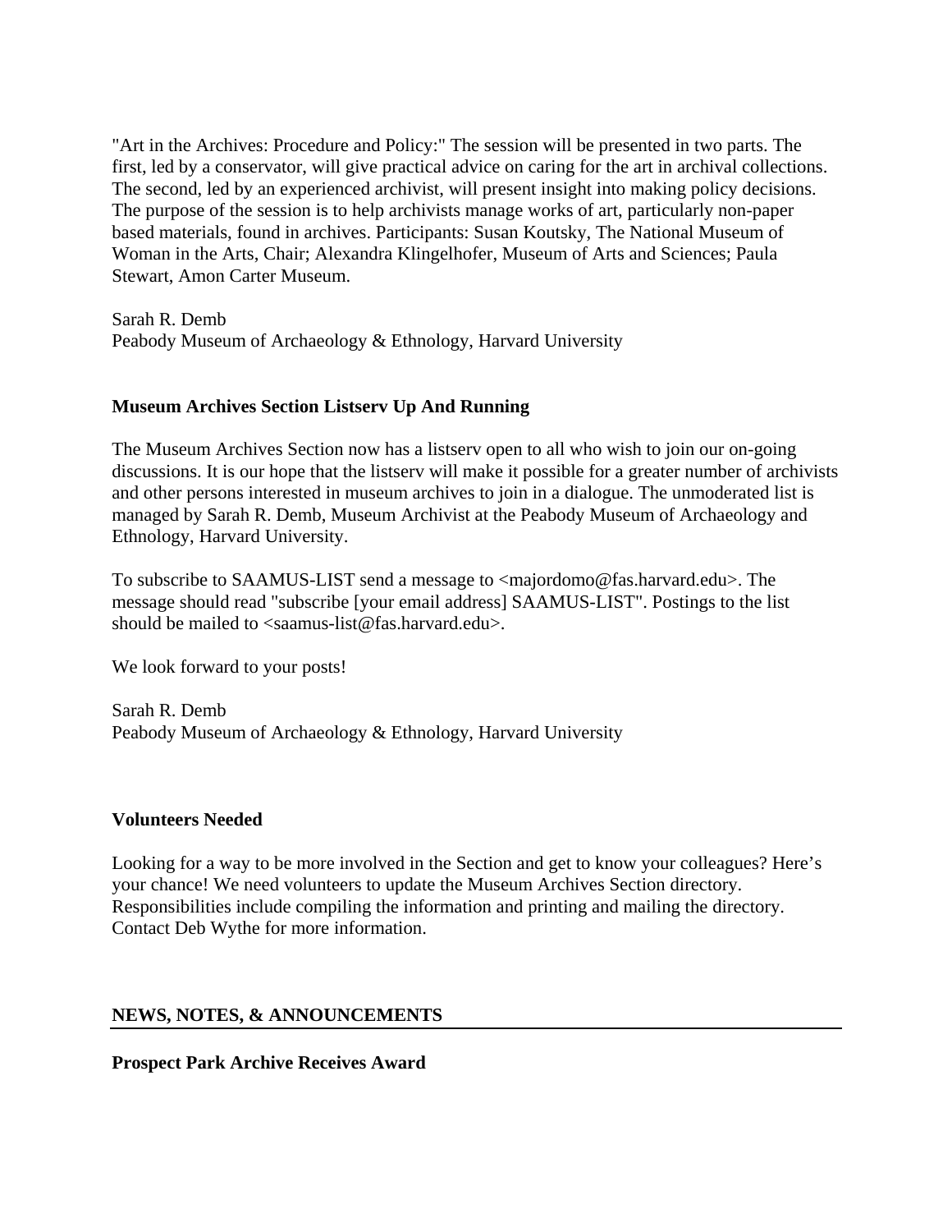"Art in the Archives: Procedure and Policy:" The session will be presented in two parts. The first, led by a conservator, will give practical advice on caring for the art in archival collections. The second, led by an experienced archivist, will present insight into making policy decisions. The purpose of the session is to help archivists manage works of art, particularly non-paper based materials, found in archives. Participants: Susan Koutsky, The National Museum of Woman in the Arts, Chair; Alexandra Klingelhofer, Museum of Arts and Sciences; Paula Stewart, Amon Carter Museum.

Sarah R. Demb
Peabody Museum of Archaeology & Ethnology, Harvard University

**Museum Archives Section Listserv Up And Running**

The Museum Archives Section now has a listserv open to all who wish to join our on-going discussions. It is our hope that the listserv will make it possible for a greater number of archivists and other persons interested in museum archives to join in a dialogue. The unmoderated list is managed by Sarah R. Demb, Museum Archivist at the Peabody Museum of Archaeology and Ethnology, Harvard University.

To subscribe to SAAMUS-LIST send a message to <majordomo@fas.harvard.edu>. The message should read "subscribe [your email address] SAAMUS-LIST". Postings to the list should be mailed to <saamus-list@fas.harvard.edu>.

We look forward to your posts!

Sarah R. Demb
Peabody Museum of Archaeology & Ethnology, Harvard University

**Volunteers Needed**

Looking for a way to be more involved in the Section and get to know your colleagues? Here's your chance! We need volunteers to update the Museum Archives Section directory. Responsibilities include compiling the information and printing and mailing the directory. Contact Deb Wythe for more information.

## NEWS, NOTES, & ANNOUNCEMENTS

**Prospect Park Archive Receives Award**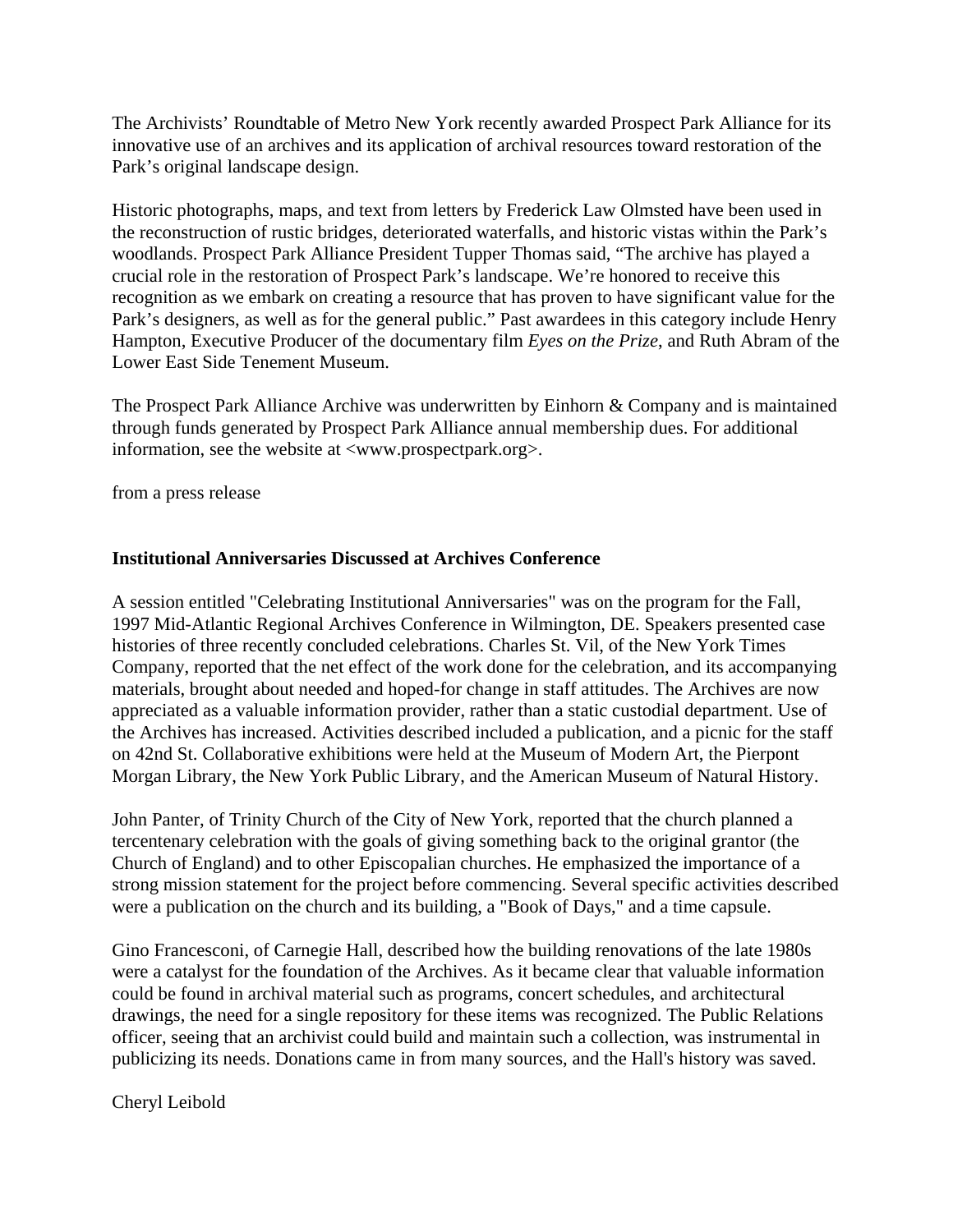The Archivists' Roundtable of Metro New York recently awarded Prospect Park Alliance for its innovative use of an archives and its application of archival resources toward restoration of the Park's original landscape design.

Historic photographs, maps, and text from letters by Frederick Law Olmsted have been used in the reconstruction of rustic bridges, deteriorated waterfalls, and historic vistas within the Park's woodlands. Prospect Park Alliance President Tupper Thomas said, "The archive has played a crucial role in the restoration of Prospect Park's landscape. We're honored to receive this recognition as we embark on creating a resource that has proven to have significant value for the Park's designers, as well as for the general public." Past awardees in this category include Henry Hampton, Executive Producer of the documentary film *Eyes on the Prize*, and Ruth Abram of the Lower East Side Tenement Museum.

The Prospect Park Alliance Archive was underwritten by Einhorn & Company and is maintained through funds generated by Prospect Park Alliance annual membership dues. For additional information, see the website at <www.prospectpark.org>.

from a press release

**Institutional Anniversaries Discussed at Archives Conference**

A session entitled "Celebrating Institutional Anniversaries" was on the program for the Fall, 1997 Mid-Atlantic Regional Archives Conference in Wilmington, DE. Speakers presented case histories of three recently concluded celebrations. Charles St. Vil, of the New York Times Company, reported that the net effect of the work done for the celebration, and its accompanying materials, brought about needed and hoped-for change in staff attitudes. The Archives are now appreciated as a valuable information provider, rather than a static custodial department. Use of the Archives has increased. Activities described included a publication, and a picnic for the staff on 42nd St. Collaborative exhibitions were held at the Museum of Modern Art, the Pierpont Morgan Library, the New York Public Library, and the American Museum of Natural History.

John Panter, of Trinity Church of the City of New York, reported that the church planned a tercentenary celebration with the goals of giving something back to the original grantor (the Church of England) and to other Episcopalian churches. He emphasized the importance of a strong mission statement for the project before commencing. Several specific activities described were a publication on the church and its building, a "Book of Days," and a time capsule.

Gino Francesconi, of Carnegie Hall, described how the building renovations of the late 1980s were a catalyst for the foundation of the Archives. As it became clear that valuable information could be found in archival material such as programs, concert schedules, and architectural drawings, the need for a single repository for these items was recognized. The Public Relations officer, seeing that an archivist could build and maintain such a collection, was instrumental in publicizing its needs. Donations came in from many sources, and the Hall's history was saved.

Cheryl Leibold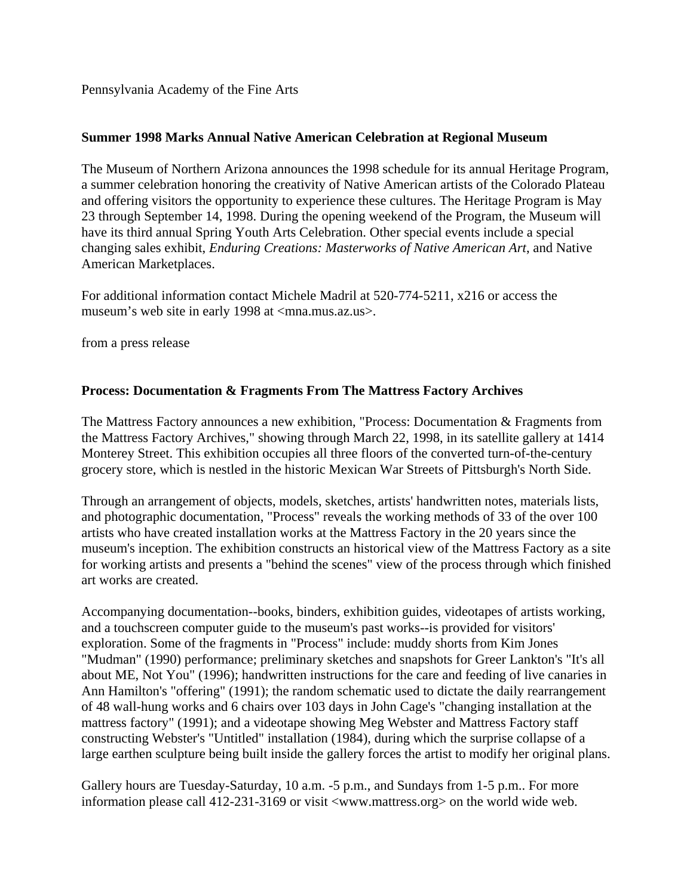Pennsylvania Academy of the Fine Arts

**Summer 1998 Marks Annual Native American Celebration at Regional Museum**

The Museum of Northern Arizona announces the 1998 schedule for its annual Heritage Program, a summer celebration honoring the creativity of Native American artists of the Colorado Plateau and offering visitors the opportunity to experience these cultures. The Heritage Program is May 23 through September 14, 1998. During the opening weekend of the Program, the Museum will have its third annual Spring Youth Arts Celebration. Other special events include a special changing sales exhibit, *Enduring Creations: Masterworks of Native American Art*, and Native American Marketplaces.

For additional information contact Michele Madril at 520-774-5211, x216 or access the museum's web site in early 1998 at <mna.mus.az.us>.

from a press release

**Process: Documentation & Fragments From The Mattress Factory Archives**

The Mattress Factory announces a new exhibition, "Process: Documentation & Fragments from the Mattress Factory Archives," showing through March 22, 1998, in its satellite gallery at 1414 Monterey Street. This exhibition occupies all three floors of the converted turn-of-the-century grocery store, which is nestled in the historic Mexican War Streets of Pittsburgh's North Side.

Through an arrangement of objects, models, sketches, artists' handwritten notes, materials lists, and photographic documentation, "Process" reveals the working methods of 33 of the over 100 artists who have created installation works at the Mattress Factory in the 20 years since the museum's inception. The exhibition constructs an historical view of the Mattress Factory as a site for working artists and presents a "behind the scenes" view of the process through which finished art works are created.

Accompanying documentation--books, binders, exhibition guides, videotapes of artists working, and a touchscreen computer guide to the museum's past works--is provided for visitors' exploration. Some of the fragments in "Process" include: muddy shorts from Kim Jones "Mudman" (1990) performance; preliminary sketches and snapshots for Greer Lankton's "It's all about ME, Not You" (1996); handwritten instructions for the care and feeding of live canaries in Ann Hamilton's "offering" (1991); the random schematic used to dictate the daily rearrangement of 48 wall-hung works and 6 chairs over 103 days in John Cage's "changing installation at the mattress factory" (1991); and a videotape showing Meg Webster and Mattress Factory staff constructing Webster's "Untitled" installation (1984), during which the surprise collapse of a large earthen sculpture being built inside the gallery forces the artist to modify her original plans.

Gallery hours are Tuesday-Saturday, 10 a.m. -5 p.m., and Sundays from 1-5 p.m.. For more information please call 412-231-3169 or visit <www.mattress.org> on the world wide web.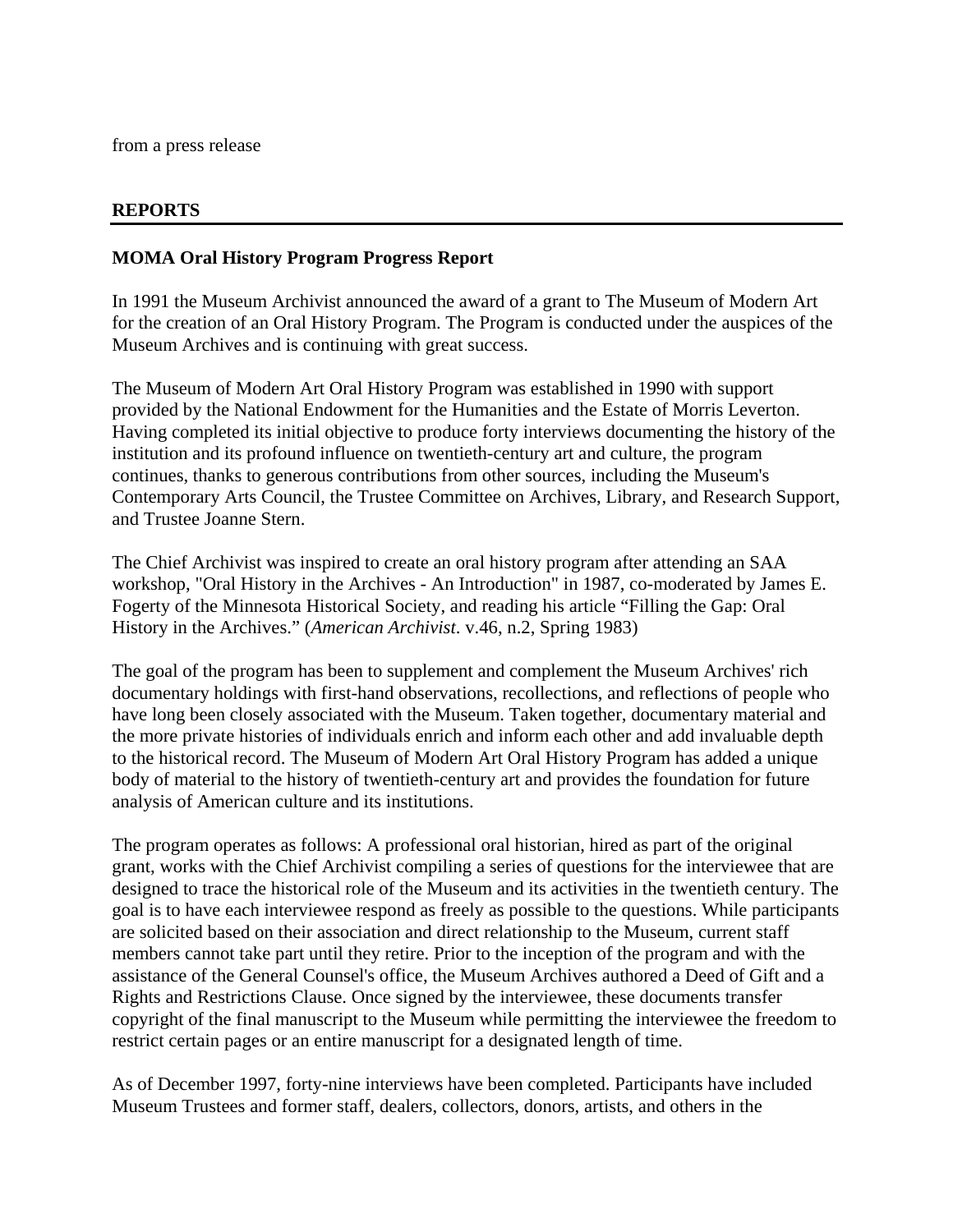from a press release

## REPORTS

---

### MOMA Oral History Program Progress Report

In 1991 the Museum Archivist announced the award of a grant to The Museum of Modern Art for the creation of an Oral History Program. The Program is conducted under the auspices of the Museum Archives and is continuing with great success.

The Museum of Modern Art Oral History Program was established in 1990 with support provided by the National Endowment for the Humanities and the Estate of Morris Leverton. Having completed its initial objective to produce forty interviews documenting the history of the institution and its profound influence on twentieth-century art and culture, the program continues, thanks to generous contributions from other sources, including the Museum's Contemporary Arts Council, the Trustee Committee on Archives, Library, and Research Support, and Trustee Joanne Stern.

The Chief Archivist was inspired to create an oral history program after attending an SAA workshop, "Oral History in the Archives - An Introduction" in 1987, co-moderated by James E. Fogerty of the Minnesota Historical Society, and reading his article "Filling the Gap: Oral History in the Archives." (*American Archivist*. v.46, n.2, Spring 1983)

The goal of the program has been to supplement and complement the Museum Archives' rich documentary holdings with first-hand observations, recollections, and reflections of people who have long been closely associated with the Museum. Taken together, documentary material and the more private histories of individuals enrich and inform each other and add invaluable depth to the historical record. The Museum of Modern Art Oral History Program has added a unique body of material to the history of twentieth-century art and provides the foundation for future analysis of American culture and its institutions.

The program operates as follows: A professional oral historian, hired as part of the original grant, works with the Chief Archivist compiling a series of questions for the interviewee that are designed to trace the historical role of the Museum and its activities in the twentieth century. The goal is to have each interviewee respond as freely as possible to the questions. While participants are solicited based on their association and direct relationship to the Museum, current staff members cannot take part until they retire. Prior to the inception of the program and with the assistance of the General Counsel's office, the Museum Archives authored a Deed of Gift and a Rights and Restrictions Clause. Once signed by the interviewee, these documents transfer copyright of the final manuscript to the Museum while permitting the interviewee the freedom to restrict certain pages or an entire manuscript for a designated length of time.

As of December 1997, forty-nine interviews have been completed. Participants have included Museum Trustees and former staff, dealers, collectors, donors, artists, and others in the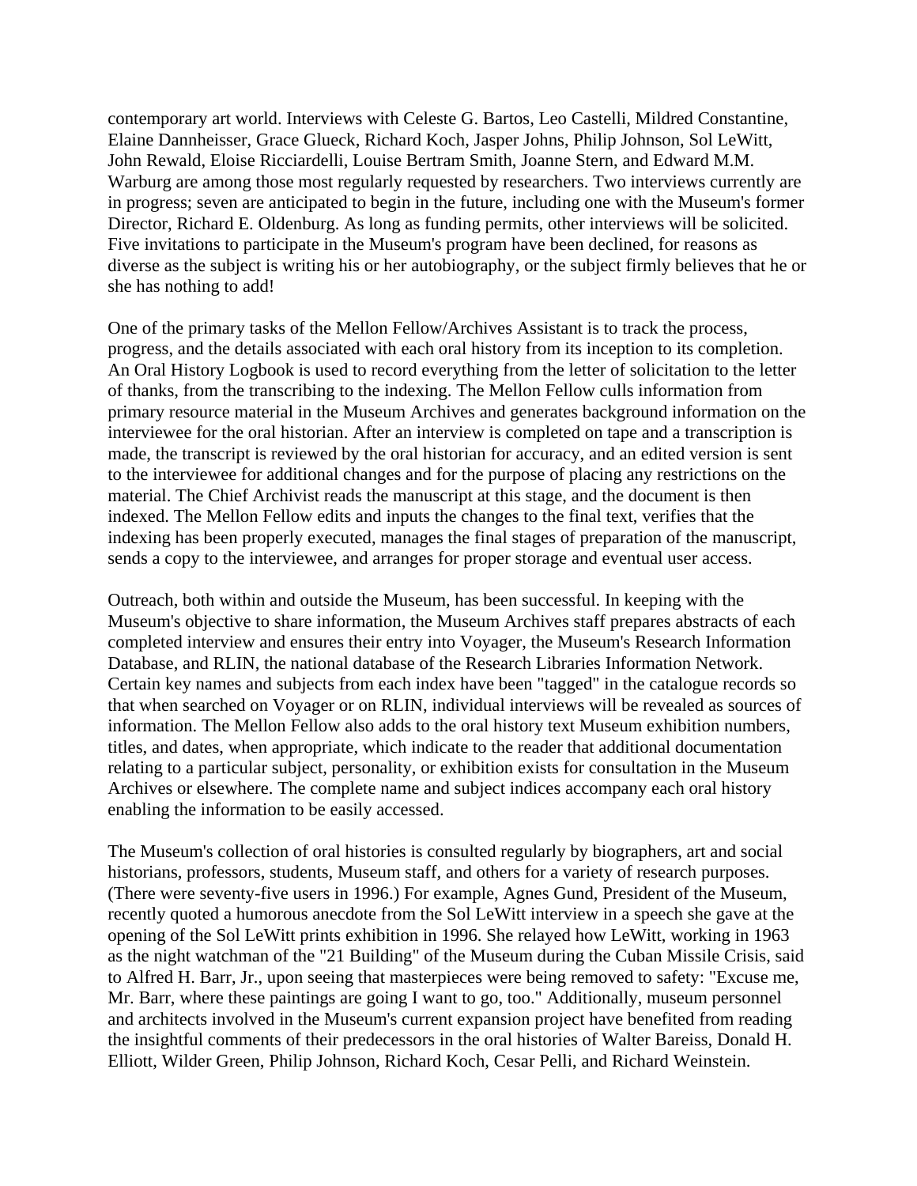contemporary art world. Interviews with Celeste G. Bartos, Leo Castelli, Mildred Constantine, Elaine Dannheisser, Grace Glueck, Richard Koch, Jasper Johns, Philip Johnson, Sol LeWitt, John Rewald, Eloise Ricciardelli, Louise Bertram Smith, Joanne Stern, and Edward M.M. Warburg are among those most regularly requested by researchers. Two interviews currently are in progress; seven are anticipated to begin in the future, including one with the Museum's former Director, Richard E. Oldenburg. As long as funding permits, other interviews will be solicited. Five invitations to participate in the Museum's program have been declined, for reasons as diverse as the subject is writing his or her autobiography, or the subject firmly believes that he or she has nothing to add!

One of the primary tasks of the Mellon Fellow/Archives Assistant is to track the process, progress, and the details associated with each oral history from its inception to its completion. An Oral History Logbook is used to record everything from the letter of solicitation to the letter of thanks, from the transcribing to the indexing. The Mellon Fellow culls information from primary resource material in the Museum Archives and generates background information on the interviewee for the oral historian. After an interview is completed on tape and a transcription is made, the transcript is reviewed by the oral historian for accuracy, and an edited version is sent to the interviewee for additional changes and for the purpose of placing any restrictions on the material. The Chief Archivist reads the manuscript at this stage, and the document is then indexed. The Mellon Fellow edits and inputs the changes to the final text, verifies that the indexing has been properly executed, manages the final stages of preparation of the manuscript, sends a copy to the interviewee, and arranges for proper storage and eventual user access.

Outreach, both within and outside the Museum, has been successful. In keeping with the Museum's objective to share information, the Museum Archives staff prepares abstracts of each completed interview and ensures their entry into Voyager, the Museum's Research Information Database, and RLIN, the national database of the Research Libraries Information Network. Certain key names and subjects from each index have been "tagged" in the catalogue records so that when searched on Voyager or on RLIN, individual interviews will be revealed as sources of information. The Mellon Fellow also adds to the oral history text Museum exhibition numbers, titles, and dates, when appropriate, which indicate to the reader that additional documentation relating to a particular subject, personality, or exhibition exists for consultation in the Museum Archives or elsewhere. The complete name and subject indices accompany each oral history enabling the information to be easily accessed.

The Museum's collection of oral histories is consulted regularly by biographers, art and social historians, professors, students, Museum staff, and others for a variety of research purposes. (There were seventy-five users in 1996.) For example, Agnes Gund, President of the Museum, recently quoted a humorous anecdote from the Sol LeWitt interview in a speech she gave at the opening of the Sol LeWitt prints exhibition in 1996. She relayed how LeWitt, working in 1963 as the night watchman of the "21 Building" of the Museum during the Cuban Missile Crisis, said to Alfred H. Barr, Jr., upon seeing that masterpieces were being removed to safety: "Excuse me, Mr. Barr, where these paintings are going I want to go, too." Additionally, museum personnel and architects involved in the Museum's current expansion project have benefited from reading the insightful comments of their predecessors in the oral histories of Walter Bareiss, Donald H. Elliott, Wilder Green, Philip Johnson, Richard Koch, Cesar Pelli, and Richard Weinstein.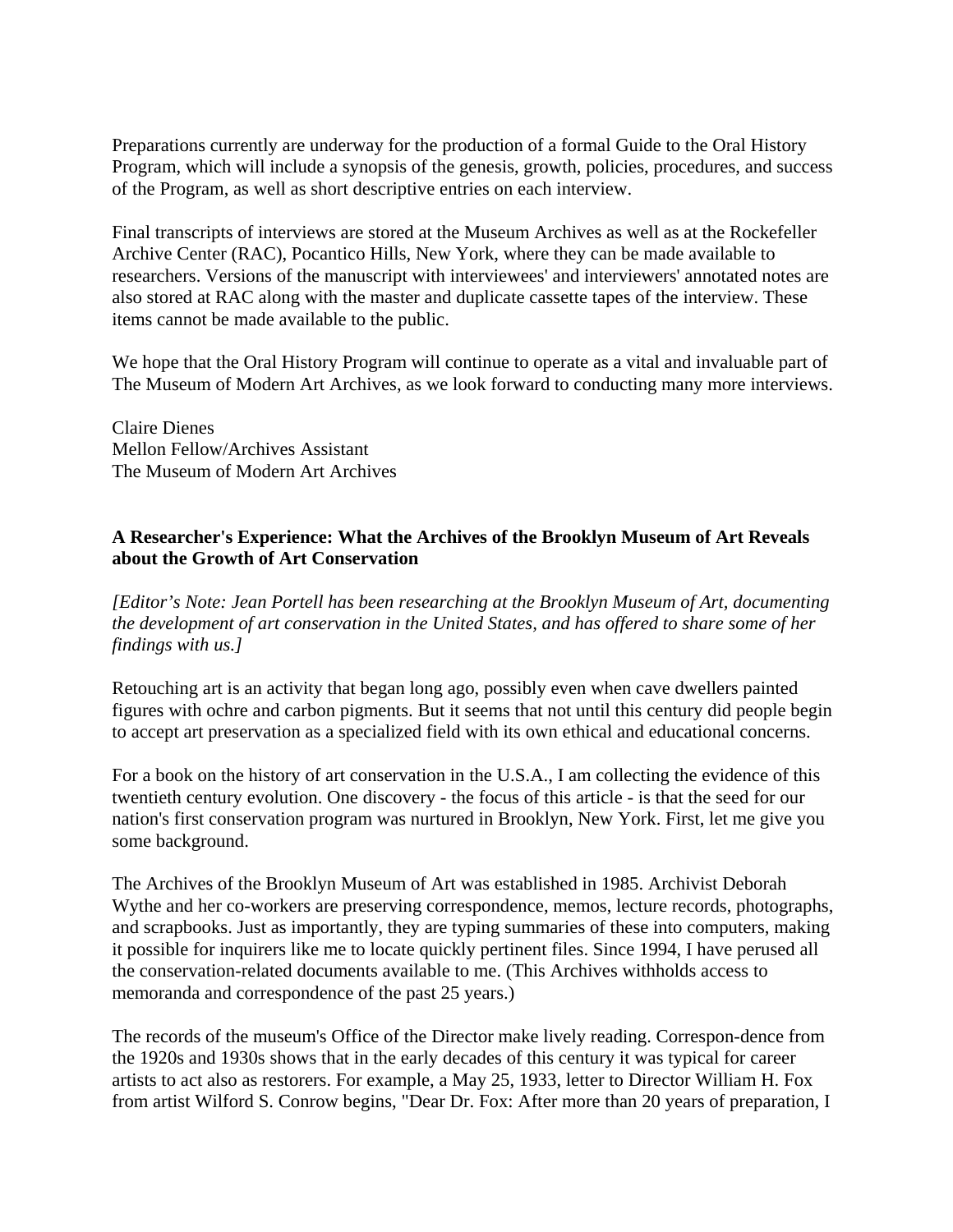Preparations currently are underway for the production of a formal Guide to the Oral History Program, which will include a synopsis of the genesis, growth, policies, procedures, and success of the Program, as well as short descriptive entries on each interview.

Final transcripts of interviews are stored at the Museum Archives as well as at the Rockefeller Archive Center (RAC), Pocantico Hills, New York, where they can be made available to researchers. Versions of the manuscript with interviewees' and interviewers' annotated notes are also stored at RAC along with the master and duplicate cassette tapes of the interview. These items cannot be made available to the public.

We hope that the Oral History Program will continue to operate as a vital and invaluable part of The Museum of Modern Art Archives, as we look forward to conducting many more interviews.

Claire Dienes
Mellon Fellow/Archives Assistant
The Museum of Modern Art Archives

**A Researcher's Experience: What the Archives of the Brooklyn Museum of Art Reveals about the Growth of Art Conservation**

*[Editor's Note: Jean Portell has been researching at the Brooklyn Museum of Art, documenting the development of art conservation in the United States, and has offered to share some of her findings with us.]*

Retouching art is an activity that began long ago, possibly even when cave dwellers painted figures with ochre and carbon pigments. But it seems that not until this century did people begin to accept art preservation as a specialized field with its own ethical and educational concerns.

For a book on the history of art conservation in the U.S.A., I am collecting the evidence of this twentieth century evolution. One discovery - the focus of this article - is that the seed for our nation's first conservation program was nurtured in Brooklyn, New York. First, let me give you some background.

The Archives of the Brooklyn Museum of Art was established in 1985. Archivist Deborah Wythe and her co-workers are preserving correspondence, memos, lecture records, photographs, and scrapbooks. Just as importantly, they are typing summaries of these into computers, making it possible for inquirers like me to locate quickly pertinent files. Since 1994, I have perused all the conservation-related documents available to me. (This Archives withholds access to memoranda and correspondence of the past 25 years.)

The records of the museum's Office of the Director make lively reading. Correspon-dence from the 1920s and 1930s shows that in the early decades of this century it was typical for career artists to act also as restorers. For example, a May 25, 1933, letter to Director William H. Fox from artist Wilford S. Conrow begins, "Dear Dr. Fox: After more than 20 years of preparation, I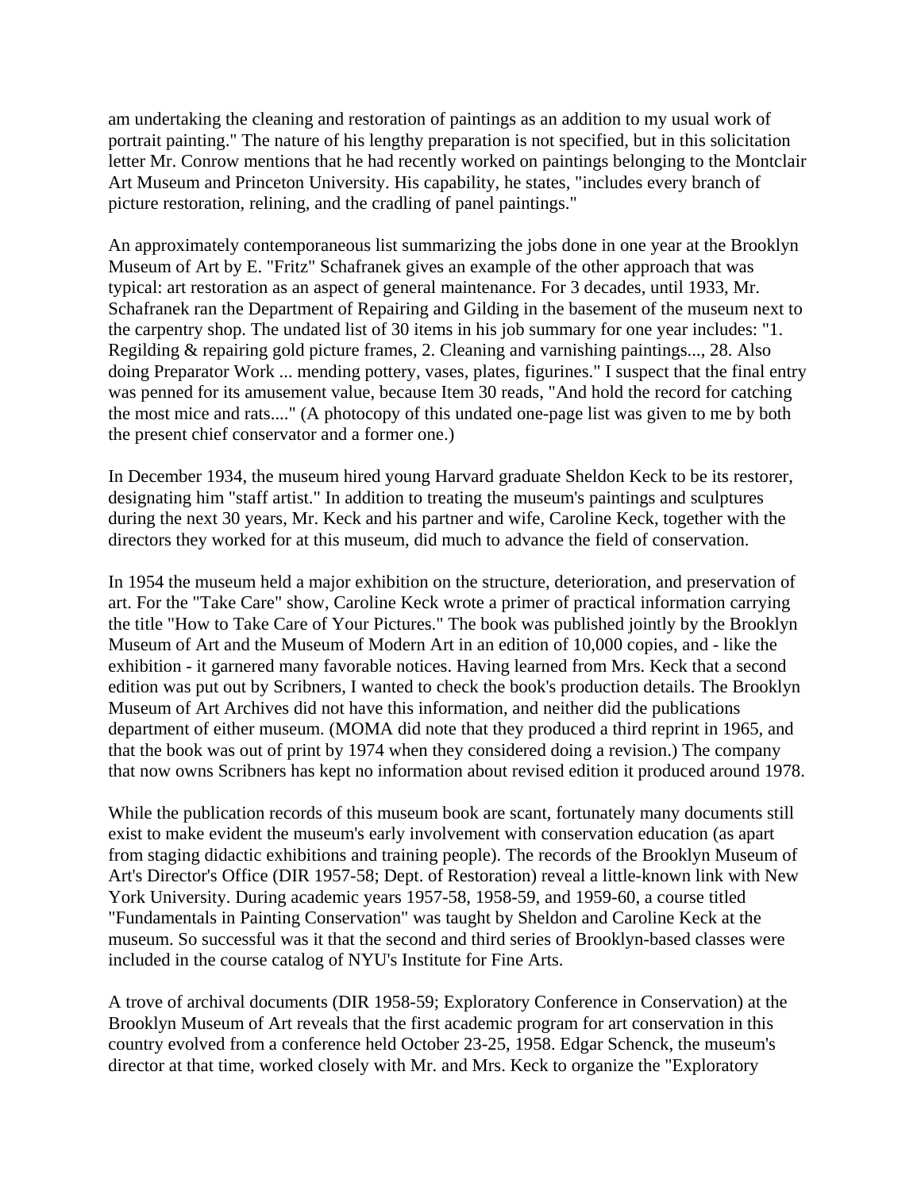am undertaking the cleaning and restoration of paintings as an addition to my usual work of portrait painting." The nature of his lengthy preparation is not specified, but in this solicitation letter Mr. Conrow mentions that he had recently worked on paintings belonging to the Montclair Art Museum and Princeton University. His capability, he states, "includes every branch of picture restoration, relining, and the cradling of panel paintings."

An approximately contemporaneous list summarizing the jobs done in one year at the Brooklyn Museum of Art by E. "Fritz" Schafranek gives an example of the other approach that was typical: art restoration as an aspect of general maintenance. For 3 decades, until 1933, Mr. Schafranek ran the Department of Repairing and Gilding in the basement of the museum next to the carpentry shop. The undated list of 30 items in his job summary for one year includes: "1. Regilding & repairing gold picture frames, 2. Cleaning and varnishing paintings..., 28. Also doing Preparator Work ... mending pottery, vases, plates, figurines." I suspect that the final entry was penned for its amusement value, because Item 30 reads, "And hold the record for catching the most mice and rats...." (A photocopy of this undated one-page list was given to me by both the present chief conservator and a former one.)

In December 1934, the museum hired young Harvard graduate Sheldon Keck to be its restorer, designating him "staff artist." In addition to treating the museum's paintings and sculptures during the next 30 years, Mr. Keck and his partner and wife, Caroline Keck, together with the directors they worked for at this museum, did much to advance the field of conservation.

In 1954 the museum held a major exhibition on the structure, deterioration, and preservation of art. For the "Take Care" show, Caroline Keck wrote a primer of practical information carrying the title "How to Take Care of Your Pictures." The book was published jointly by the Brooklyn Museum of Art and the Museum of Modern Art in an edition of 10,000 copies, and - like the exhibition - it garnered many favorable notices. Having learned from Mrs. Keck that a second edition was put out by Scribners, I wanted to check the book's production details. The Brooklyn Museum of Art Archives did not have this information, and neither did the publications department of either museum. (MOMA did note that they produced a third reprint in 1965, and that the book was out of print by 1974 when they considered doing a revision.) The company that now owns Scribners has kept no information about revised edition it produced around 1978.

While the publication records of this museum book are scant, fortunately many documents still exist to make evident the museum's early involvement with conservation education (as apart from staging didactic exhibitions and training people). The records of the Brooklyn Museum of Art's Director's Office (DIR 1957-58; Dept. of Restoration) reveal a little-known link with New York University. During academic years 1957-58, 1958-59, and 1959-60, a course titled "Fundamentals in Painting Conservation" was taught by Sheldon and Caroline Keck at the museum. So successful was it that the second and third series of Brooklyn-based classes were included in the course catalog of NYU's Institute for Fine Arts.

A trove of archival documents (DIR 1958-59; Exploratory Conference in Conservation) at the Brooklyn Museum of Art reveals that the first academic program for art conservation in this country evolved from a conference held October 23-25, 1958. Edgar Schenck, the museum's director at that time, worked closely with Mr. and Mrs. Keck to organize the "Exploratory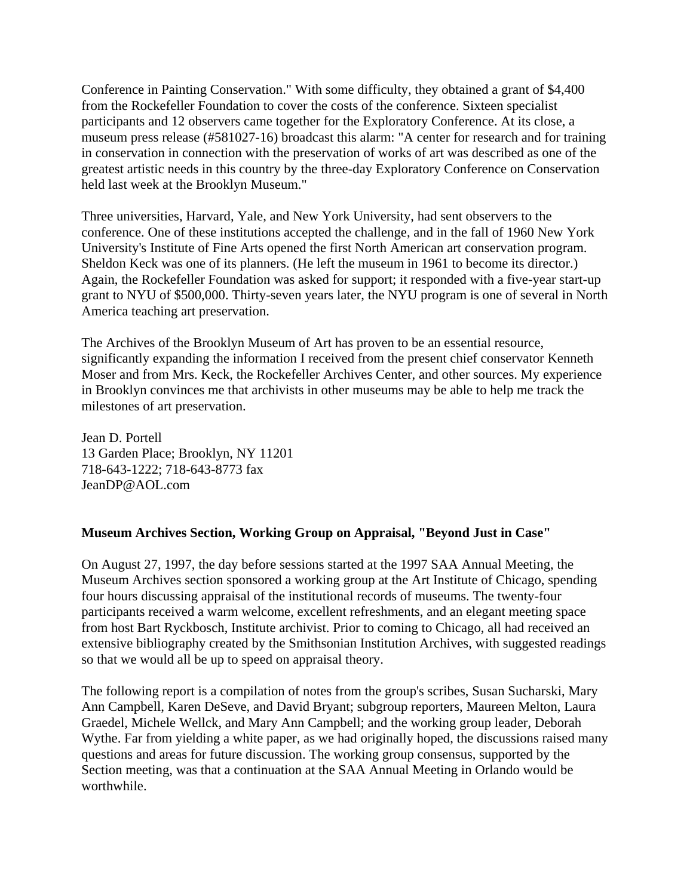Conference in Painting Conservation." With some difficulty, they obtained a grant of $4,400 from the Rockefeller Foundation to cover the costs of the conference. Sixteen specialist participants and 12 observers came together for the Exploratory Conference. At its close, a museum press release (#581027-16) broadcast this alarm: "A center for research and for training in conservation in connection with the preservation of works of art was described as one of the greatest artistic needs in this country by the three-day Exploratory Conference on Conservation held last week at the Brooklyn Museum."

Three universities, Harvard, Yale, and New York University, had sent observers to the conference. One of these institutions accepted the challenge, and in the fall of 1960 New York University's Institute of Fine Arts opened the first North American art conservation program. Sheldon Keck was one of its planners. (He left the museum in 1961 to become its director.) Again, the Rockefeller Foundation was asked for support; it responded with a five-year start-up grant to NYU of $500,000. Thirty-seven years later, the NYU program is one of several in North America teaching art preservation.

The Archives of the Brooklyn Museum of Art has proven to be an essential resource, significantly expanding the information I received from the present chief conservator Kenneth Moser and from Mrs. Keck, the Rockefeller Archives Center, and other sources. My experience in Brooklyn convinces me that archivists in other museums may be able to help me track the milestones of art preservation.

Jean D. Portell
13 Garden Place; Brooklyn, NY 11201
718-643-1222; 718-643-8773 fax
JeanDP@AOL.com

**Museum Archives Section, Working Group on Appraisal, "Beyond Just in Case"**

On August 27, 1997, the day before sessions started at the 1997 SAA Annual Meeting, the Museum Archives section sponsored a working group at the Art Institute of Chicago, spending four hours discussing appraisal of the institutional records of museums. The twenty-four participants received a warm welcome, excellent refreshments, and an elegant meeting space from host Bart Ryckbosch, Institute archivist. Prior to coming to Chicago, all had received an extensive bibliography created by the Smithsonian Institution Archives, with suggested readings so that we would all be up to speed on appraisal theory.

The following report is a compilation of notes from the group's scribes, Susan Sucharski, Mary Ann Campbell, Karen DeSeve, and David Bryant; subgroup reporters, Maureen Melton, Laura Graedel, Michele Wellck, and Mary Ann Campbell; and the working group leader, Deborah Wythe. Far from yielding a white paper, as we had originally hoped, the discussions raised many questions and areas for future discussion. The working group consensus, supported by the Section meeting, was that a continuation at the SAA Annual Meeting in Orlando would be worthwhile.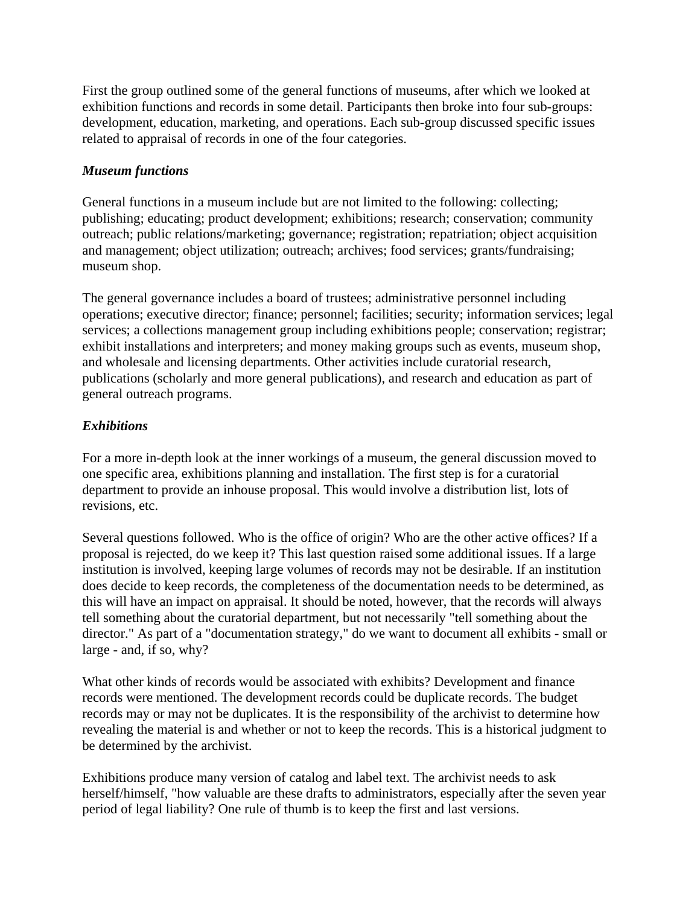First the group outlined some of the general functions of museums, after which we looked at exhibition functions and records in some detail. Participants then broke into four sub-groups: development, education, marketing, and operations. Each sub-group discussed specific issues related to appraisal of records in one of the four categories.

***Museum functions***

General functions in a museum include but are not limited to the following: collecting; publishing; educating; product development; exhibitions; research; conservation; community outreach; public relations/marketing; governance; registration; repatriation; object acquisition and management; object utilization; outreach; archives; food services; grants/fundraising; museum shop.

The general governance includes a board of trustees; administrative personnel including operations; executive director; finance; personnel; facilities; security; information services; legal services; a collections management group including exhibitions people; conservation; registrar; exhibit installations and interpreters; and money making groups such as events, museum shop, and wholesale and licensing departments. Other activities include curatorial research, publications (scholarly and more general publications), and research and education as part of general outreach programs.

***Exhibitions***

For a more in-depth look at the inner workings of a museum, the general discussion moved to one specific area, exhibitions planning and installation. The first step is for a curatorial department to provide an inhouse proposal. This would involve a distribution list, lots of revisions, etc.

Several questions followed. Who is the office of origin? Who are the other active offices? If a proposal is rejected, do we keep it? This last question raised some additional issues. If a large institution is involved, keeping large volumes of records may not be desirable. If an institution does decide to keep records, the completeness of the documentation needs to be determined, as this will have an impact on appraisal. It should be noted, however, that the records will always tell something about the curatorial department, but not necessarily "tell something about the director." As part of a "documentation strategy," do we want to document all exhibits - small or large - and, if so, why?

What other kinds of records would be associated with exhibits? Development and finance records were mentioned. The development records could be duplicate records. The budget records may or may not be duplicates. It is the responsibility of the archivist to determine how revealing the material is and whether or not to keep the records. This is a historical judgment to be determined by the archivist.

Exhibitions produce many version of catalog and label text. The archivist needs to ask herself/himself, "how valuable are these drafts to administrators, especially after the seven year period of legal liability? One rule of thumb is to keep the first and last versions.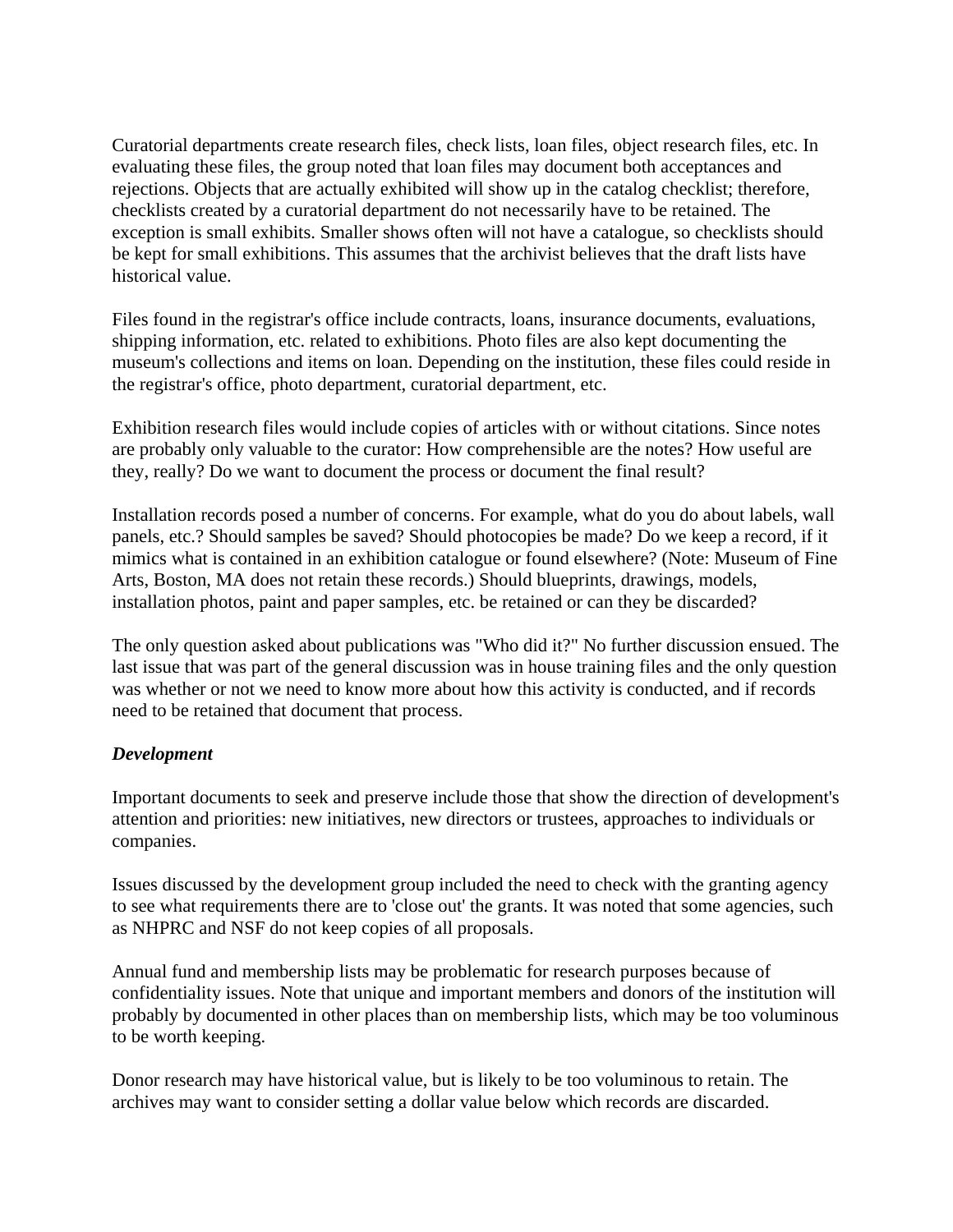Curatorial departments create research files, check lists, loan files, object research files, etc. In evaluating these files, the group noted that loan files may document both acceptances and rejections. Objects that are actually exhibited will show up in the catalog checklist; therefore, checklists created by a curatorial department do not necessarily have to be retained. The exception is small exhibits. Smaller shows often will not have a catalogue, so checklists should be kept for small exhibitions. This assumes that the archivist believes that the draft lists have historical value.

Files found in the registrar's office include contracts, loans, insurance documents, evaluations, shipping information, etc. related to exhibitions. Photo files are also kept documenting the museum's collections and items on loan. Depending on the institution, these files could reside in the registrar's office, photo department, curatorial department, etc.

Exhibition research files would include copies of articles with or without citations. Since notes are probably only valuable to the curator: How comprehensible are the notes? How useful are they, really? Do we want to document the process or document the final result?

Installation records posed a number of concerns. For example, what do you do about labels, wall panels, etc.? Should samples be saved? Should photocopies be made? Do we keep a record, if it mimics what is contained in an exhibition catalogue or found elsewhere? (Note: Museum of Fine Arts, Boston, MA does not retain these records.) Should blueprints, drawings, models, installation photos, paint and paper samples, etc. be retained or can they be discarded?

The only question asked about publications was "Who did it?" No further discussion ensued. The last issue that was part of the general discussion was in house training files and the only question was whether or not we need to know more about how this activity is conducted, and if records need to be retained that document that process.

***Development***

Important documents to seek and preserve include those that show the direction of development's attention and priorities: new initiatives, new directors or trustees, approaches to individuals or companies.

Issues discussed by the development group included the need to check with the granting agency to see what requirements there are to 'close out' the grants. It was noted that some agencies, such as NHPRC and NSF do not keep copies of all proposals.

Annual fund and membership lists may be problematic for research purposes because of confidentiality issues. Note that unique and important members and donors of the institution will probably by documented in other places than on membership lists, which may be too voluminous to be worth keeping.

Donor research may have historical value, but is likely to be too voluminous to retain. The archives may want to consider setting a dollar value below which records are discarded.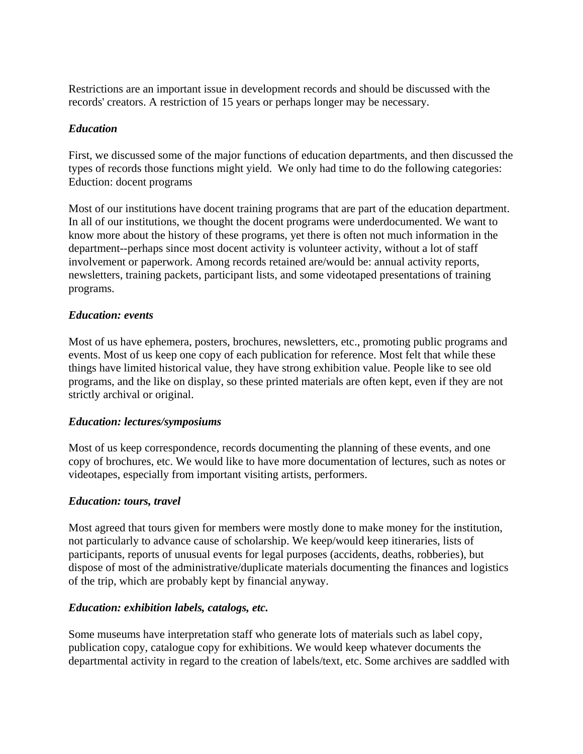Restrictions are an important issue in development records and should be discussed with the records' creators. A restriction of 15 years or perhaps longer may be necessary.

***Education***

First, we discussed some of the major functions of education departments, and then discussed the types of records those functions might yield. We only had time to do the following categories: Eduction: docent programs

Most of our institutions have docent training programs that are part of the education department. In all of our institutions, we thought the docent programs were underdocumented. We want to know more about the history of these programs, yet there is often not much information in the department--perhaps since most docent activity is volunteer activity, without a lot of staff involvement or paperwork. Among records retained are/would be: annual activity reports, newsletters, training packets, participant lists, and some videotaped presentations of training programs.

***Education: events***

Most of us have ephemera, posters, brochures, newsletters, etc., promoting public programs and events. Most of us keep one copy of each publication for reference. Most felt that while these things have limited historical value, they have strong exhibition value. People like to see old programs, and the like on display, so these printed materials are often kept, even if they are not strictly archival or original.

***Education: lectures/symposiums***

Most of us keep correspondence, records documenting the planning of these events, and one copy of brochures, etc. We would like to have more documentation of lectures, such as notes or videotapes, especially from important visiting artists, performers.

***Education: tours, travel***

Most agreed that tours given for members were mostly done to make money for the institution, not particularly to advance cause of scholarship. We keep/would keep itineraries, lists of participants, reports of unusual events for legal purposes (accidents, deaths, robberies), but dispose of most of the administrative/duplicate materials documenting the finances and logistics of the trip, which are probably kept by financial anyway.

***Education: exhibition labels, catalogs, etc.***

Some museums have interpretation staff who generate lots of materials such as label copy, publication copy, catalogue copy for exhibitions. We would keep whatever documents the departmental activity in regard to the creation of labels/text, etc. Some archives are saddled with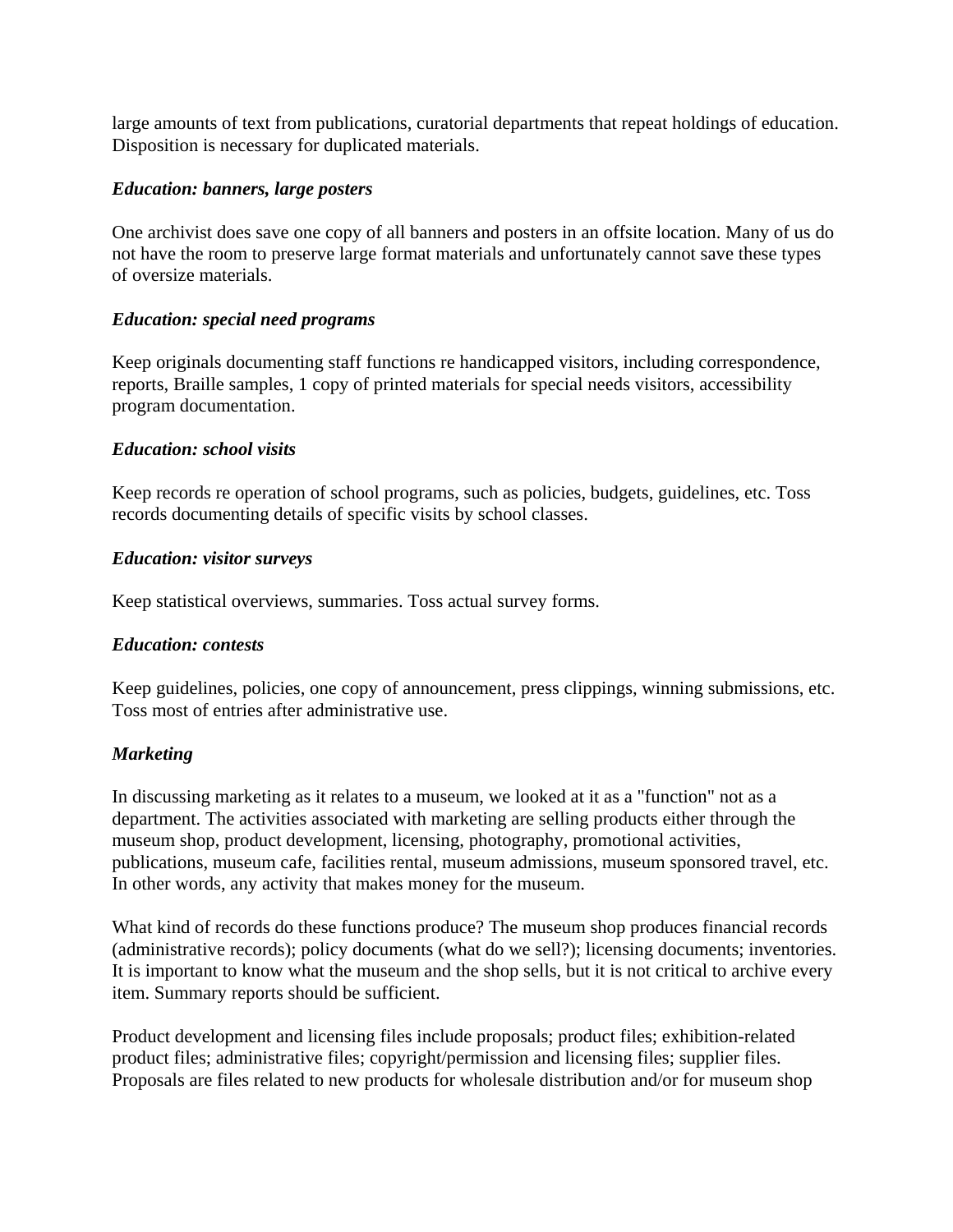large amounts of text from publications, curatorial departments that repeat holdings of education. Disposition is necessary for duplicated materials.

***Education: banners, large posters***

One archivist does save one copy of all banners and posters in an offsite location. Many of us do not have the room to preserve large format materials and unfortunately cannot save these types of oversize materials.

***Education: special need programs***

Keep originals documenting staff functions re handicapped visitors, including correspondence, reports, Braille samples, 1 copy of printed materials for special needs visitors, accessibility program documentation.

***Education: school visits***

Keep records re operation of school programs, such as policies, budgets, guidelines, etc. Toss records documenting details of specific visits by school classes.

***Education: visitor surveys***

Keep statistical overviews, summaries. Toss actual survey forms.

***Education: contests***

Keep guidelines, policies, one copy of announcement, press clippings, winning submissions, etc. Toss most of entries after administrative use.

***Marketing***

In discussing marketing as it relates to a museum, we looked at it as a "function" not as a department. The activities associated with marketing are selling products either through the museum shop, product development, licensing, photography, promotional activities, publications, museum cafe, facilities rental, museum admissions, museum sponsored travel, etc. In other words, any activity that makes money for the museum.

What kind of records do these functions produce? The museum shop produces financial records (administrative records); policy documents (what do we sell?); licensing documents; inventories. It is important to know what the museum and the shop sells, but it is not critical to archive every item. Summary reports should be sufficient.

Product development and licensing files include proposals; product files; exhibition-related product files; administrative files; copyright/permission and licensing files; supplier files. Proposals are files related to new products for wholesale distribution and/or for museum shop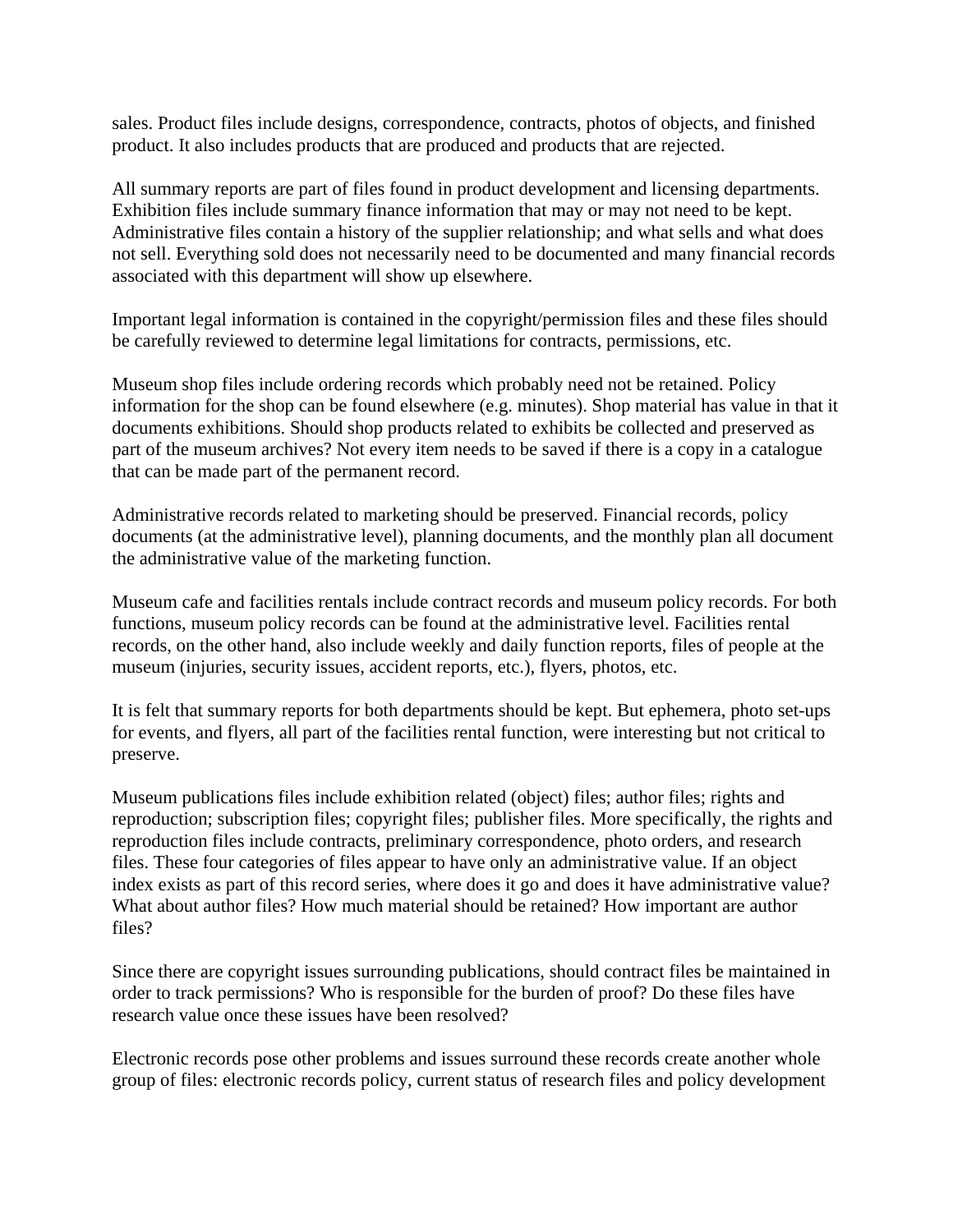sales. Product files include designs, correspondence, contracts, photos of objects, and finished product. It also includes products that are produced and products that are rejected.

All summary reports are part of files found in product development and licensing departments. Exhibition files include summary finance information that may or may not need to be kept. Administrative files contain a history of the supplier relationship; and what sells and what does not sell. Everything sold does not necessarily need to be documented and many financial records associated with this department will show up elsewhere.

Important legal information is contained in the copyright/permission files and these files should be carefully reviewed to determine legal limitations for contracts, permissions, etc.

Museum shop files include ordering records which probably need not be retained. Policy information for the shop can be found elsewhere (e.g. minutes). Shop material has value in that it documents exhibitions. Should shop products related to exhibits be collected and preserved as part of the museum archives? Not every item needs to be saved if there is a copy in a catalogue that can be made part of the permanent record.

Administrative records related to marketing should be preserved. Financial records, policy documents (at the administrative level), planning documents, and the monthly plan all document the administrative value of the marketing function.

Museum cafe and facilities rentals include contract records and museum policy records. For both functions, museum policy records can be found at the administrative level. Facilities rental records, on the other hand, also include weekly and daily function reports, files of people at the museum (injuries, security issues, accident reports, etc.), flyers, photos, etc.

It is felt that summary reports for both departments should be kept. But ephemera, photo set-ups for events, and flyers, all part of the facilities rental function, were interesting but not critical to preserve.

Museum publications files include exhibition related (object) files; author files; rights and reproduction; subscription files; copyright files; publisher files. More specifically, the rights and reproduction files include contracts, preliminary correspondence, photo orders, and research files. These four categories of files appear to have only an administrative value. If an object index exists as part of this record series, where does it go and does it have administrative value? What about author files? How much material should be retained? How important are author files?

Since there are copyright issues surrounding publications, should contract files be maintained in order to track permissions? Who is responsible for the burden of proof? Do these files have research value once these issues have been resolved?

Electronic records pose other problems and issues surround these records create another whole group of files: electronic records policy, current status of research files and policy development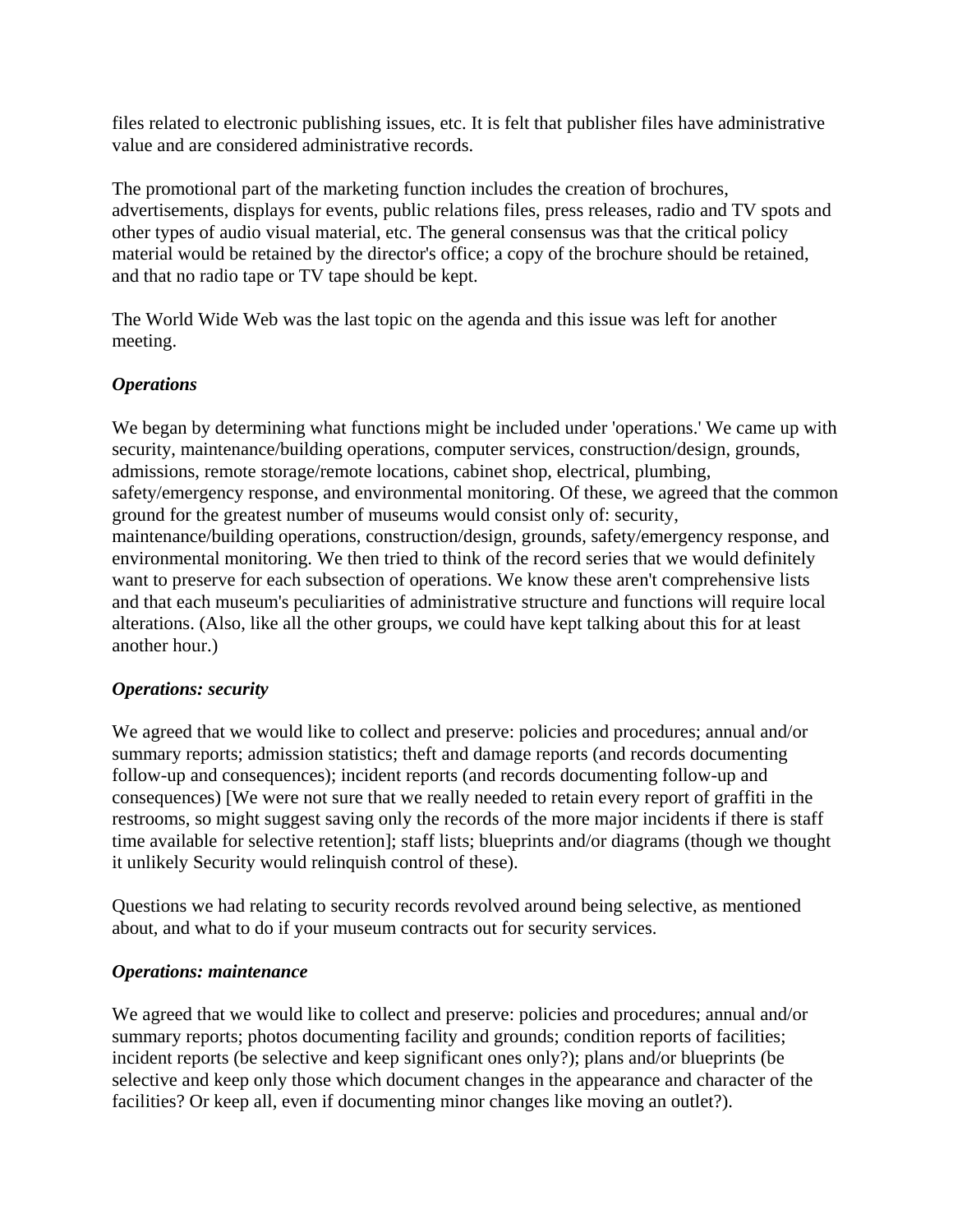files related to electronic publishing issues, etc. It is felt that publisher files have administrative value and are considered administrative records.

The promotional part of the marketing function includes the creation of brochures, advertisements, displays for events, public relations files, press releases, radio and TV spots and other types of audio visual material, etc. The general consensus was that the critical policy material would be retained by the director's office; a copy of the brochure should be retained, and that no radio tape or TV tape should be kept.

The World Wide Web was the last topic on the agenda and this issue was left for another meeting.

***Operations***

We began by determining what functions might be included under 'operations.' We came up with security, maintenance/building operations, computer services, construction/design, grounds, admissions, remote storage/remote locations, cabinet shop, electrical, plumbing, safety/emergency response, and environmental monitoring. Of these, we agreed that the common ground for the greatest number of museums would consist only of: security, maintenance/building operations, construction/design, grounds, safety/emergency response, and environmental monitoring. We then tried to think of the record series that we would definitely want to preserve for each subsection of operations. We know these aren't comprehensive lists and that each museum's peculiarities of administrative structure and functions will require local alterations. (Also, like all the other groups, we could have kept talking about this for at least another hour.)

***Operations: security***

We agreed that we would like to collect and preserve: policies and procedures; annual and/or summary reports; admission statistics; theft and damage reports (and records documenting follow-up and consequences); incident reports (and records documenting follow-up and consequences) [We were not sure that we really needed to retain every report of graffiti in the restrooms, so might suggest saving only the records of the more major incidents if there is staff time available for selective retention]; staff lists; blueprints and/or diagrams (though we thought it unlikely Security would relinquish control of these).

Questions we had relating to security records revolved around being selective, as mentioned about, and what to do if your museum contracts out for security services.

***Operations: maintenance***

We agreed that we would like to collect and preserve: policies and procedures; annual and/or summary reports; photos documenting facility and grounds; condition reports of facilities; incident reports (be selective and keep significant ones only?); plans and/or blueprints (be selective and keep only those which document changes in the appearance and character of the facilities? Or keep all, even if documenting minor changes like moving an outlet?).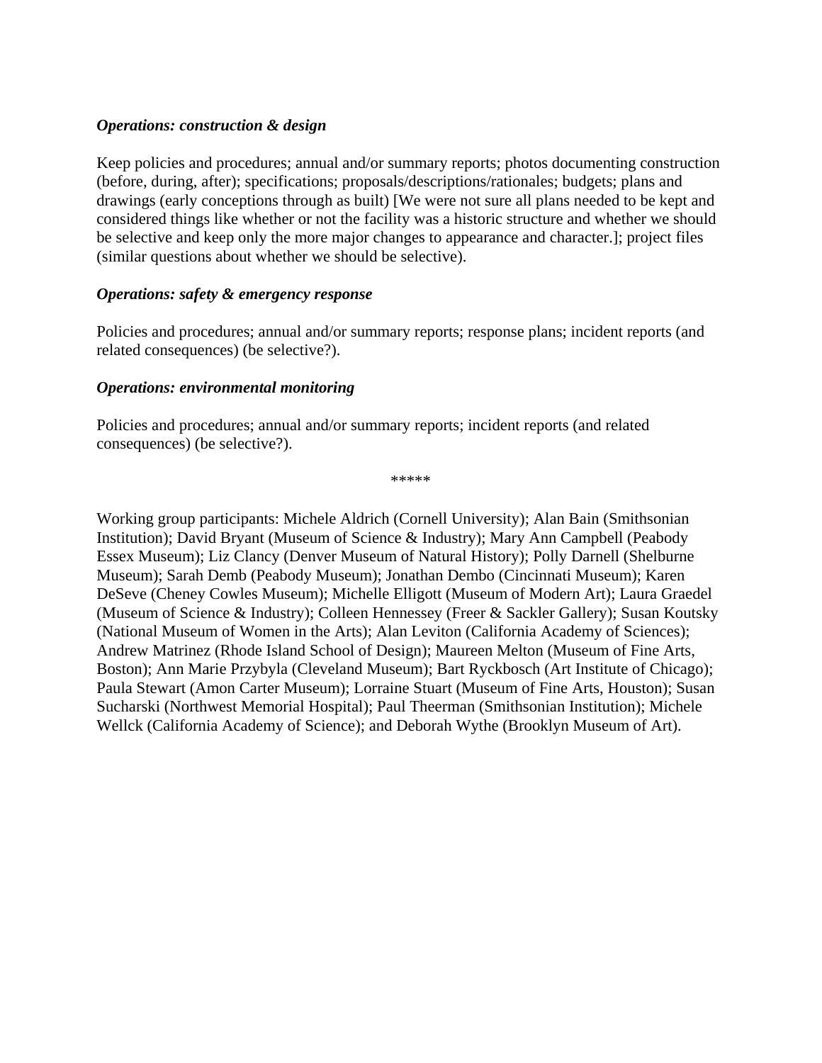***Operations: construction & design***

Keep policies and procedures; annual and/or summary reports; photos documenting construction (before, during, after); specifications; proposals/descriptions/rationales; budgets; plans and drawings (early conceptions through as built) [We were not sure all plans needed to be kept and considered things like whether or not the facility was a historic structure and whether we should be selective and keep only the more major changes to appearance and character.]; project files (similar questions about whether we should be selective).

***Operations: safety & emergency response***

Policies and procedures; annual and/or summary reports; response plans; incident reports (and related consequences) (be selective?).

***Operations: environmental monitoring***

Policies and procedures; annual and/or summary reports; incident reports (and related consequences) (be selective?).

*****

Working group participants: Michele Aldrich (Cornell University); Alan Bain (Smithsonian Institution); David Bryant (Museum of Science & Industry); Mary Ann Campbell (Peabody Essex Museum); Liz Clancy (Denver Museum of Natural History); Polly Darnell (Shelburne Museum); Sarah Demb (Peabody Museum); Jonathan Dembo (Cincinnati Museum); Karen DeSeve (Cheney Cowles Museum); Michelle Elligott (Museum of Modern Art); Laura Graedel (Museum of Science & Industry); Colleen Hennessey (Freer & Sackler Gallery); Susan Koutsky (National Museum of Women in the Arts); Alan Leviton (California Academy of Sciences); Andrew Matrinez (Rhode Island School of Design); Maureen Melton (Museum of Fine Arts, Boston); Ann Marie Przybyla (Cleveland Museum); Bart Ryckbosch (Art Institute of Chicago); Paula Stewart (Amon Carter Museum); Lorraine Stuart (Museum of Fine Arts, Houston); Susan Sucharski (Northwest Memorial Hospital); Paul Theerman (Smithsonian Institution); Michele Wellck (California Academy of Science); and Deborah Wythe (Brooklyn Museum of Art).